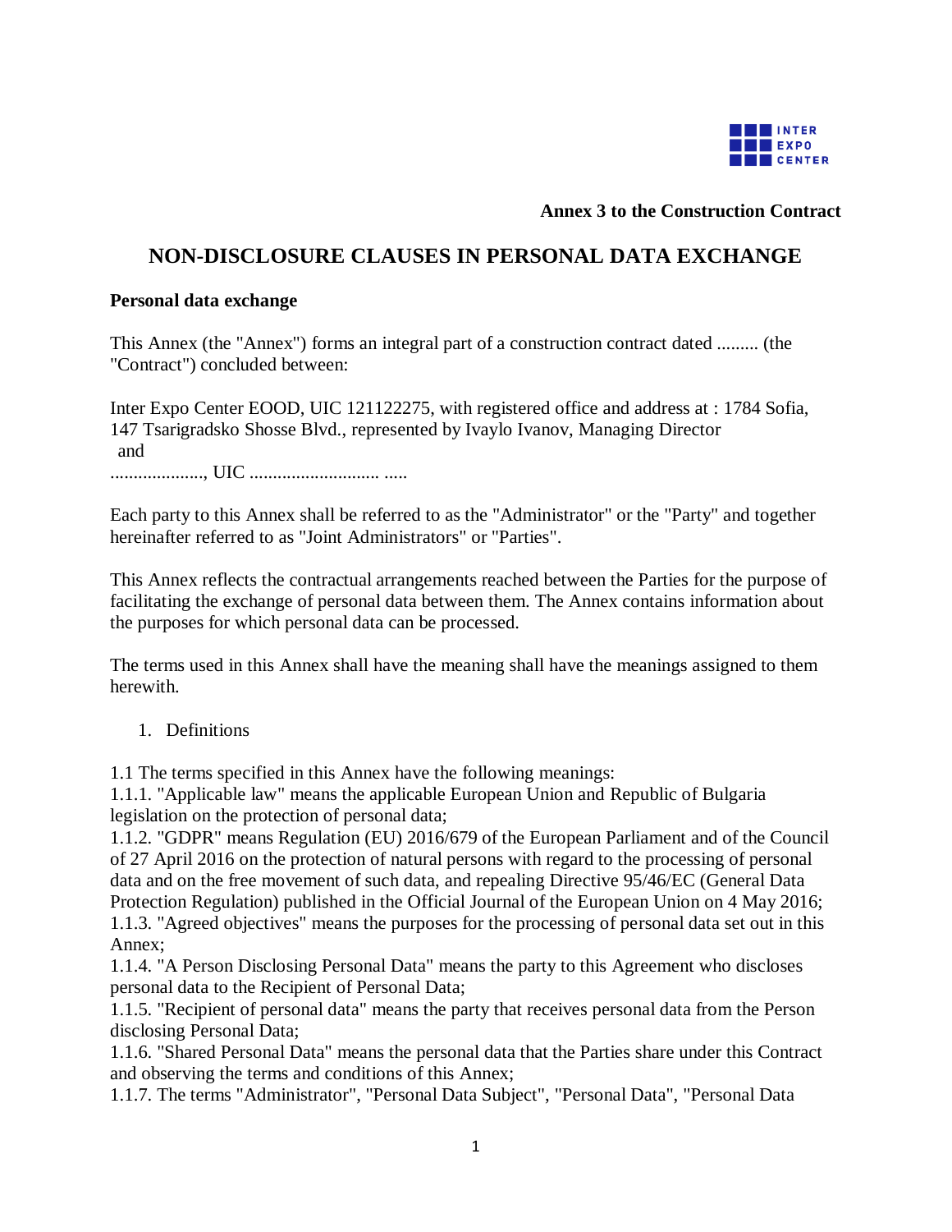**Annex 3 to the Construction Contract**

# NON-DISCLOSURE CLAUSES IN PERSONAL DATA EXCHANGE

**Personal data exchange**

This Annex (the "Annex") forms an integral part of a construction contract dated ......... (the "Contract") concluded between:

Inter Expo Center EOOD, UIC 121122275, with registered office and address at : 1784 Sofia, 147 Tsarigradsko Shosse Blvd., represented by Ivaylo Ivanov, Managing Director
and
...................., UIC ............................ .....

Each party to this Annex shall be referred to as the "Administrator" or the "Party" and together hereinafter referred to as "Joint Administrators" or "Parties".

This Annex reflects the contractual arrangements reached between the Parties for the purpose of facilitating the exchange of personal data between them. The Annex contains information about the purposes for which personal data can be processed.

The terms used in this Annex shall have the meaning shall have the meanings assigned to them herewith.

1. Definitions

1.1 The terms specified in this Annex have the following meanings:
1.1.1. "Applicable law" means the applicable European Union and Republic of Bulgaria legislation on the protection of personal data;
1.1.2. "GDPR" means Regulation (EU) 2016/679 of the European Parliament and of the Council of 27 April 2016 on the protection of natural persons with regard to the processing of personal data and on the free movement of such data, and repealing Directive 95/46/EC (General Data Protection Regulation) published in the Official Journal of the European Union on 4 May 2016;
1.1.3. "Agreed objectives" means the purposes for the processing of personal data set out in this Annex;
1.1.4. "A Person Disclosing Personal Data" means the party to this Agreement who discloses personal data to the Recipient of Personal Data;
1.1.5. "Recipient of personal data" means the party that receives personal data from the Person disclosing Personal Data;
1.1.6. "Shared Personal Data" means the personal data that the Parties share under this Contract and observing the terms and conditions of this Annex;
1.1.7. The terms "Administrator", "Personal Data Subject", "Personal Data", "Personal Data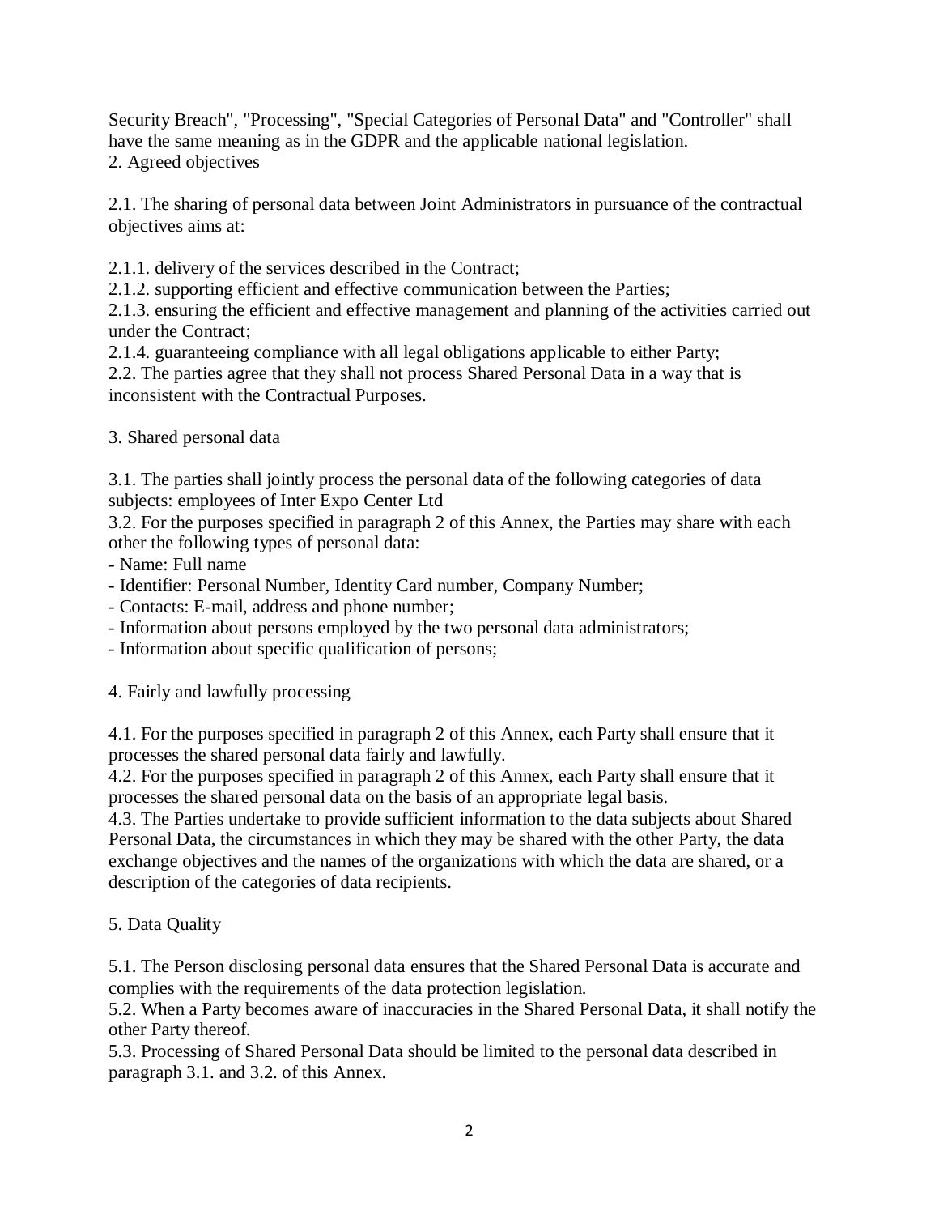Security Breach", "Processing", "Special Categories of Personal Data" and "Controller" shall have the same meaning as in the GDPR and the applicable national legislation.

## 2. Agreed objectives

2.1. The sharing of personal data between Joint Administrators in pursuance of the contractual objectives aims at:

2.1.1. delivery of the services described in the Contract;
2.1.2. supporting efficient and effective communication between the Parties;
2.1.3. ensuring the efficient and effective management and planning of the activities carried out under the Contract;
2.1.4. guaranteeing compliance with all legal obligations applicable to either Party;
2.2. The parties agree that they shall not process Shared Personal Data in a way that is inconsistent with the Contractual Purposes.

## 3. Shared personal data

3.1. The parties shall jointly process the personal data of the following categories of data subjects: employees of Inter Expo Center Ltd
3.2. For the purposes specified in paragraph 2 of this Annex, the Parties may share with each other the following types of personal data:

- Name: Full name
- Identifier: Personal Number, Identity Card number, Company Number;
- Contacts: E-mail, address and phone number;
- Information about persons employed by the two personal data administrators;
- Information about specific qualification of persons;

## 4. Fairly and lawfully processing

4.1. For the purposes specified in paragraph 2 of this Annex, each Party shall ensure that it processes the shared personal data fairly and lawfully.
4.2. For the purposes specified in paragraph 2 of this Annex, each Party shall ensure that it processes the shared personal data on the basis of an appropriate legal basis.
4.3. The Parties undertake to provide sufficient information to the data subjects about Shared Personal Data, the circumstances in which they may be shared with the other Party, the data exchange objectives and the names of the organizations with which the data are shared, or a description of the categories of data recipients.

## 5. Data Quality

5.1. The Person disclosing personal data ensures that the Shared Personal Data is accurate and complies with the requirements of the data protection legislation.
5.2. When a Party becomes aware of inaccuracies in the Shared Personal Data, it shall notify the other Party thereof.
5.3. Processing of Shared Personal Data should be limited to the personal data described in paragraph 3.1. and 3.2. of this Annex.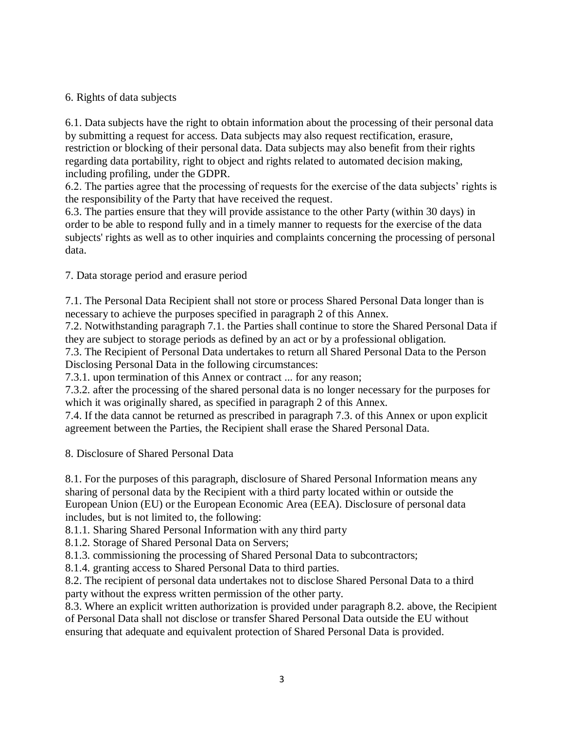## 6. Rights of data subjects

6.1. Data subjects have the right to obtain information about the processing of their personal data by submitting a request for access. Data subjects may also request rectification, erasure, restriction or blocking of their personal data. Data subjects may also benefit from their rights regarding data portability, right to object and rights related to automated decision making, including profiling, under the GDPR.
6.2. The parties agree that the processing of requests for the exercise of the data subjects' rights is the responsibility of the Party that have received the request.
6.3. The parties ensure that they will provide assistance to the other Party (within 30 days) in order to be able to respond fully and in a timely manner to requests for the exercise of the data subjects' rights as well as to other inquiries and complaints concerning the processing of personal data.

## 7. Data storage period and erasure period

7.1. The Personal Data Recipient shall not store or process Shared Personal Data longer than is necessary to achieve the purposes specified in paragraph 2 of this Annex.
7.2. Notwithstanding paragraph 7.1. the Parties shall continue to store the Shared Personal Data if they are subject to storage periods as defined by an act or by a professional obligation.
7.3. The Recipient of Personal Data undertakes to return all Shared Personal Data to the Person Disclosing Personal Data in the following circumstances:
7.3.1. upon termination of this Annex or contract ... for any reason;
7.3.2. after the processing of the shared personal data is no longer necessary for the purposes for which it was originally shared, as specified in paragraph 2 of this Annex.
7.4. If the data cannot be returned as prescribed in paragraph 7.3. of this Annex or upon explicit agreement between the Parties, the Recipient shall erase the Shared Personal Data.

## 8. Disclosure of Shared Personal Data

8.1. For the purposes of this paragraph, disclosure of Shared Personal Information means any sharing of personal data by the Recipient with a third party located within or outside the European Union (EU) or the European Economic Area (EEA). Disclosure of personal data includes, but is not limited to, the following:
8.1.1. Sharing Shared Personal Information with any third party
8.1.2. Storage of Shared Personal Data on Servers;
8.1.3. commissioning the processing of Shared Personal Data to subcontractors;
8.1.4. granting access to Shared Personal Data to third parties.
8.2. The recipient of personal data undertakes not to disclose Shared Personal Data to a third party without the express written permission of the other party.
8.3. Where an explicit written authorization is provided under paragraph 8.2. above, the Recipient of Personal Data shall not disclose or transfer Shared Personal Data outside the EU without ensuring that adequate and equivalent protection of Shared Personal Data is provided.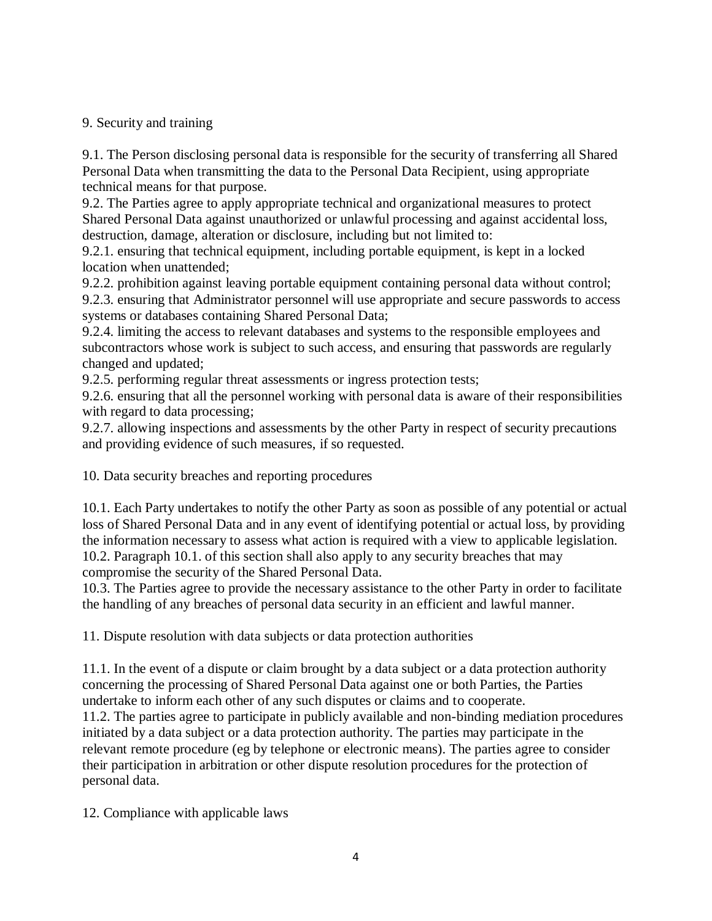## 9. Security and training

9.1. The Person disclosing personal data is responsible for the security of transferring all Shared Personal Data when transmitting the data to the Personal Data Recipient, using appropriate technical means for that purpose.
9.2. The Parties agree to apply appropriate technical and organizational measures to protect Shared Personal Data against unauthorized or unlawful processing and against accidental loss, destruction, damage, alteration or disclosure, including but not limited to:
9.2.1. ensuring that technical equipment, including portable equipment, is kept in a locked location when unattended;
9.2.2. prohibition against leaving portable equipment containing personal data without control;
9.2.3. ensuring that Administrator personnel will use appropriate and secure passwords to access systems or databases containing Shared Personal Data;
9.2.4. limiting the access to relevant databases and systems to the responsible employees and subcontractors whose work is subject to such access, and ensuring that passwords are regularly changed and updated;
9.2.5. performing regular threat assessments or ingress protection tests;
9.2.6. ensuring that all the personnel working with personal data is aware of their responsibilities with regard to data processing;
9.2.7. allowing inspections and assessments by the other Party in respect of security precautions and providing evidence of such measures, if so requested.

## 10. Data security breaches and reporting procedures

10.1. Each Party undertakes to notify the other Party as soon as possible of any potential or actual loss of Shared Personal Data and in any event of identifying potential or actual loss, by providing the information necessary to assess what action is required with a view to applicable legislation.
10.2. Paragraph 10.1. of this section shall also apply to any security breaches that may compromise the security of the Shared Personal Data.
10.3. The Parties agree to provide the necessary assistance to the other Party in order to facilitate the handling of any breaches of personal data security in an efficient and lawful manner.

## 11. Dispute resolution with data subjects or data protection authorities

11.1. In the event of a dispute or claim brought by a data subject or a data protection authority concerning the processing of Shared Personal Data against one or both Parties, the Parties undertake to inform each other of any such disputes or claims and to cooperate.
11.2. The parties agree to participate in publicly available and non-binding mediation procedures initiated by a data subject or a data protection authority. The parties may participate in the relevant remote procedure (eg by telephone or electronic means). The parties agree to consider their participation in arbitration or other dispute resolution procedures for the protection of personal data.

## 12. Compliance with applicable laws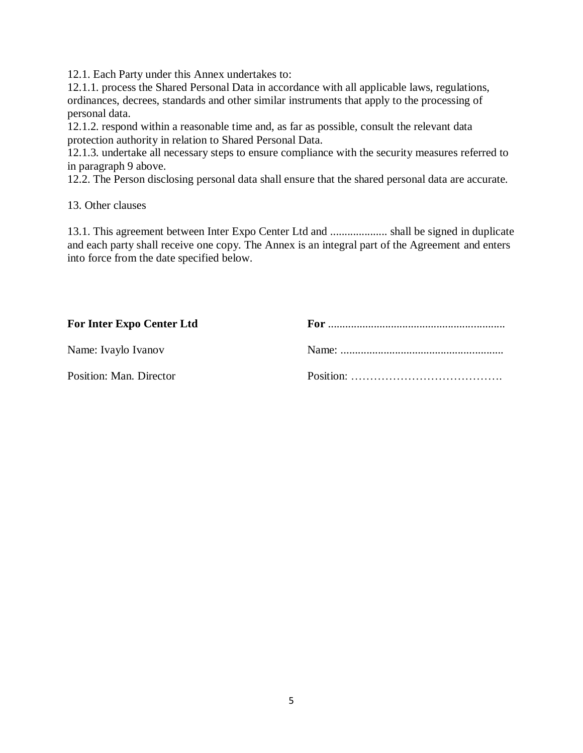12.1. Each Party under this Annex undertakes to:
12.1.1. process the Shared Personal Data in accordance with all applicable laws, regulations, ordinances, decrees, standards and other similar instruments that apply to the processing of personal data.
12.1.2. respond within a reasonable time and, as far as possible, consult the relevant data protection authority in relation to Shared Personal Data.
12.1.3. undertake all necessary steps to ensure compliance with the security measures referred to in paragraph 9 above.
12.2. The Person disclosing personal data shall ensure that the shared personal data are accurate.

13. Other clauses

13.1. This agreement between Inter Expo Center Ltd and .................... shall be signed in duplicate and each party shall receive one copy. The Annex is an integral part of the Agreement and enters into force from the date specified below.

| | |
|---|---|
| **For Inter Expo Center Ltd** | **For** ............................................................. |
| Name: Ivaylo Ivanov | Name: ......................................................... |
| Position: Man. Director | Position: …………………………………. |